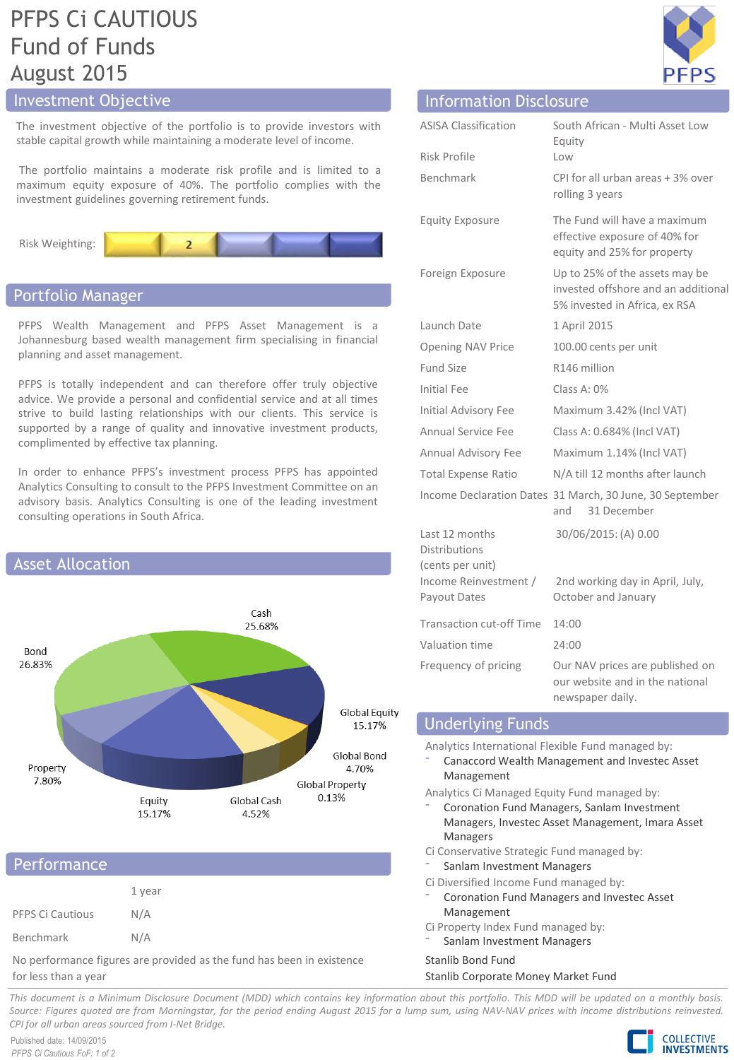# PFPS Ci CAUTIOUS Fund of Funds
## August 2015

## Investment Objective

The investment objective of the portfolio is to provide investors with stable capital growth while maintaining a moderate level of income.

The portfolio maintains a moderate risk profile and is limited to a maximum equity exposure of 40%. The portfolio complies with the investment guidelines governing retirement funds.

Risk Weighting: 2

## Portfolio Manager

PFPS Wealth Management and PFPS Asset Management is a Johannesburg based wealth management firm specialising in financial planning and asset management.

PFPS is totally independent and can therefore offer truly objective advice. We provide a personal and confidential service and at all times strive to build lasting relationships with our clients. This service is supported by a range of quality and innovative investment products, complimented by effective tax planning.

In order to enhance PFPS's investment process PFPS has appointed Analytics Consulting to consult to the PFPS Investment Committee on an advisory basis. Analytics Consulting is one of the leading investment consulting operations in South Africa.

## Asset Allocation

| Asset | Allocation |
|---|---|
| Cash | 25.68% |
| Bond | 26.83% |
| Global Equity | 15.17% |
| Global Bond | 4.70% |
| Global Property | 0.13% |
| Global Cash | 4.52% |
| Equity | 15.17% |
| Property | 7.80% |

## Performance

| | 1 year |
|---|---|
| PFPS Ci Cautious | N/A |
| Benchmark | N/A |

No performance figures are provided as the fund has been in existence for less than a year

## Information Disclosure

| | |
|---|---|
| ASISA Classification | South African - Multi Asset Low Equity |
| Risk Profile | Low |
| Benchmark | CPI for all urban areas + 3% over rolling 3 years |
| Equity Exposure | The Fund will have a maximum effective exposure of 40% for equity and 25% for property |
| Foreign Exposure | Up to 25% of the assets may be invested offshore and an additional 5% invested in Africa, ex RSA |
| Launch Date | 1 April 2015 |
| Opening NAV Price | 100.00 cents per unit |
| Fund Size | R146 million |
| Initial Fee | Class A: 0% |
| Initial Advisory Fee | Maximum 3.42% (Incl VAT) |
| Annual Service Fee | Class A: 0.684% (Incl VAT) |
| Annual Advisory Fee | Maximum 1.14% (Incl VAT) |
| Total Expense Ratio | N/A till 12 months after launch |
| Income Declaration Dates | 31 March, 30 June, 30 September and 31 December |
| Last 12 months Distributions (cents per unit) | 30/06/2015: (A) 0.00 |
| Income Reinvestment / Payout Dates | 2nd working day in April, July, October and January |
| Transaction cut-off Time | 14:00 |
| Valuation time | 24:00 |
| Frequency of pricing | Our NAV prices are published on our website and in the national newspaper daily. |

## Underlying Funds

Analytics International Flexible Fund managed by:
- Canaccord Wealth Management and Investec Asset Management

Analytics Ci Managed Equity Fund managed by:
- Coronation Fund Managers, Sanlam Investment Managers, Investec Asset Management, Imara Asset Managers

Ci Conservative Strategic Fund managed by:
- Sanlam Investment Managers

Ci Diversified Income Fund managed by:
- Coronation Fund Managers and Investec Asset Management

Ci Property Index Fund managed by:
- Sanlam Investment Managers

Stanlib Bond Fund

Stanlib Corporate Money Market Fund

*This document is a Minimum Disclosure Document (MDD) which contains key information about this portfolio. This MDD will be updated on a monthly basis. Source: Figures quoted are from Morningstar, for the period ending August 2015 for a lump sum, using NAV-NAV prices with income distributions reinvested. CPI for all urban areas sourced from I-Net Bridge.*

Published date: 14/09/2015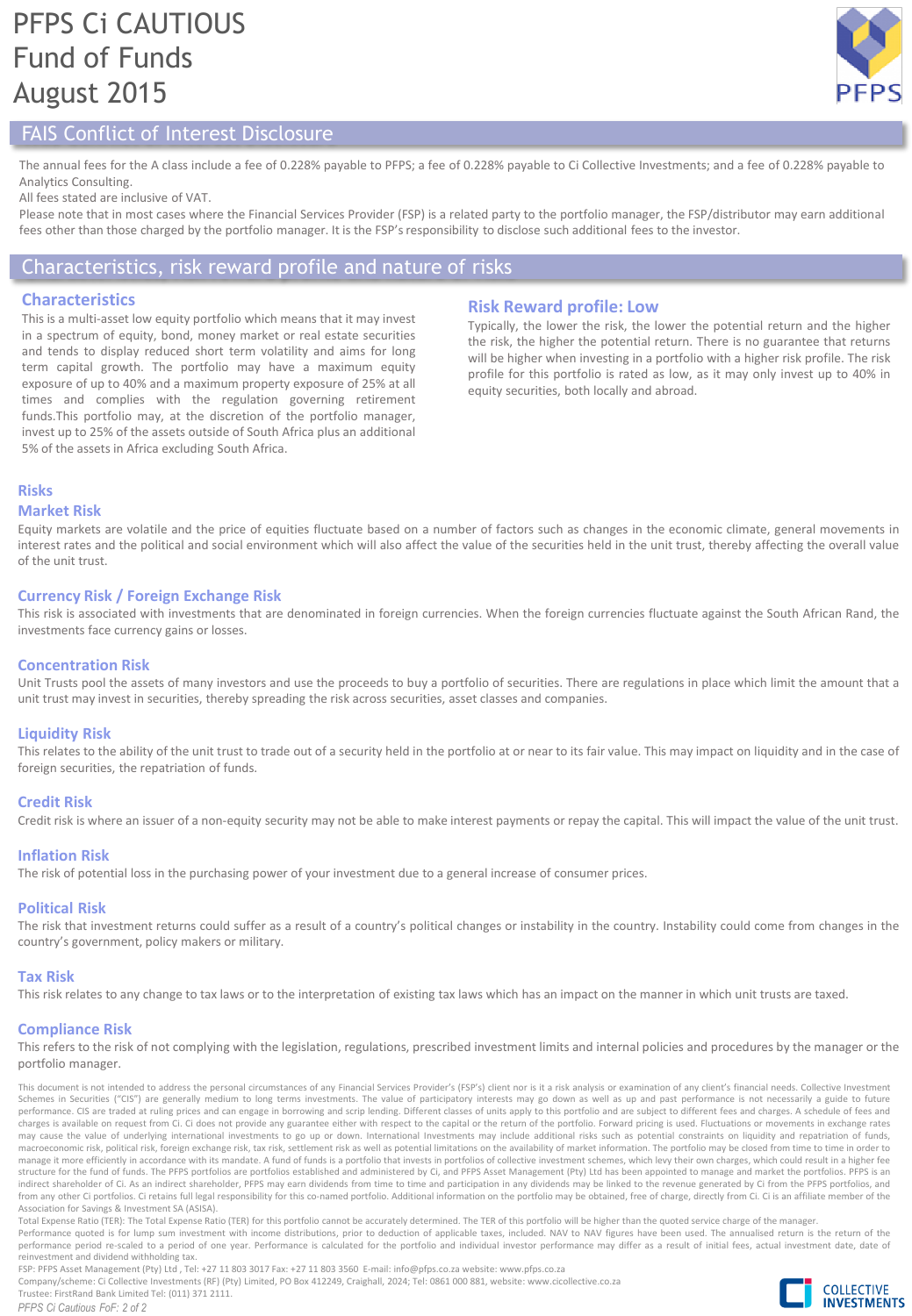# PFPS Ci CAUTIOUS
# Fund of Funds
# August 2015

## FAIS Conflict of Interest Disclosure

The annual fees for the A class include a fee of 0.228% payable to PFPS; a fee of 0.228% payable to Ci Collective Investments; and a fee of 0.228% payable to Analytics Consulting.

All fees stated are inclusive of VAT.

Please note that in most cases where the Financial Services Provider (FSP) is a related party to the portfolio manager, the FSP/distributor may earn additional fees other than those charged by the portfolio manager. It is the FSP's responsibility to disclose such additional fees to the investor.

## Characteristics, risk reward profile and nature of risks

### Characteristics

This is a multi-asset low equity portfolio which means that it may invest in a spectrum of equity, bond, money market or real estate securities and tends to display reduced short term volatility and aims for long term capital growth. The portfolio may have a maximum equity exposure of up to 40% and a maximum property exposure of 25% at all times and complies with the regulation governing retirement funds.This portfolio may, at the discretion of the portfolio manager, invest up to 25% of the assets outside of South Africa plus an additional 5% of the assets in Africa excluding South Africa.

### Risk Reward profile: Low

Typically, the lower the risk, the lower the potential return and the higher the risk, the higher the potential return. There is no guarantee that returns will be higher when investing in a portfolio with a higher risk profile. The risk profile for this portfolio is rated as low, as it may only invest up to 40% in equity securities, both locally and abroad.

### Risks

#### Market Risk

Equity markets are volatile and the price of equities fluctuate based on a number of factors such as changes in the economic climate, general movements in interest rates and the political and social environment which will also affect the value of the securities held in the unit trust, thereby affecting the overall value of the unit trust.

#### Currency Risk / Foreign Exchange Risk

This risk is associated with investments that are denominated in foreign currencies. When the foreign currencies fluctuate against the South African Rand, the investments face currency gains or losses.

#### Concentration Risk

Unit Trusts pool the assets of many investors and use the proceeds to buy a portfolio of securities. There are regulations in place which limit the amount that a unit trust may invest in securities, thereby spreading the risk across securities, asset classes and companies.

#### Liquidity Risk

This relates to the ability of the unit trust to trade out of a security held in the portfolio at or near to its fair value. This may impact on liquidity and in the case of foreign securities, the repatriation of funds.

#### Credit Risk

Credit risk is where an issuer of a non-equity security may not be able to make interest payments or repay the capital. This will impact the value of the unit trust.

#### Inflation Risk

The risk of potential loss in the purchasing power of your investment due to a general increase of consumer prices.

#### Political Risk

The risk that investment returns could suffer as a result of a country's political changes or instability in the country. Instability could come from changes in the country's government, policy makers or military.

#### Tax Risk

This risk relates to any change to tax laws or to the interpretation of existing tax laws which has an impact on the manner in which unit trusts are taxed.

#### Compliance Risk

This refers to the risk of not complying with the legislation, regulations, prescribed investment limits and internal policies and procedures by the manager or the portfolio manager.

This document is not intended to address the personal circumstances of any Financial Services Provider's (FSP's) client nor is it a risk analysis or examination of any client's financial needs. Collective Investment Schemes in Securities ("CIS") are generally medium to long terms investments. The value of participatory interests may go down as well as up and past performance is not necessarily a guide to future performance. CIS are traded at ruling prices and can engage in borrowing and scrip lending. Different classes of units apply to this portfolio and are subject to different fees and charges. A schedule of fees and charges is available on request from Ci. Ci does not provide any guarantee either with respect to the capital or the return of the portfolio. Forward pricing is used. Fluctuations or movements in exchange rates may cause the value of underlying international investments to go up or down. International Investments may include additional risks such as potential constraints on liquidity and repatriation of funds, macroeconomic risk, political risk, foreign exchange risk, tax risk, settlement risk as well as potential limitations on the availability of market information. The portfolio may be closed from time to time in order to manage it more efficiently in accordance with its mandate. A fund of funds is a portfolio that invests in portfolios of collective investment schemes, which levy their own charges, which could result in a higher fee structure for the fund of funds. The PFPS portfolios are portfolios established and administered by Ci, and PFPS Asset Management (Pty) Ltd has been appointed to manage and market the portfolios. PFPS is an indirect shareholder of Ci. As an indirect shareholder, PFPS may earn dividends from time to time and participation in any dividends may be linked to the revenue generated by Ci from the PFPS portfolios, and from any other Ci portfolios. Ci retains full legal responsibility for this co-named portfolio. Additional information on the portfolio may be obtained, free of charge, directly from Ci. Ci is an affiliate member of the Association for Savings & Investment SA (ASISA).

Total Expense Ratio (TER): The Total Expense Ratio (TER) for this portfolio cannot be accurately determined. The TER of this portfolio will be higher than the quoted service charge of the manager.

Performance quoted is for lump sum investment with income distributions, prior to deduction of applicable taxes, included. NAV to NAV figures have been used. The annualised return is the return of the performance period re-scaled to a period of one year. Performance is calculated for the portfolio and individual investor performance may differ as a result of initial fees, actual investment date, date of reinvestment and dividend withholding tax.

FSP: PFPS Asset Management (Pty) Ltd , Tel: +27 11 803 3017 Fax: +27 11 803 3560 E-mail: info@pfps.co.za website: www.pfps.co.za

Company/scheme: Ci Collective Investments (RF) (Pty) Limited, PO Box 412249, Craighall, 2024; Tel: 0861 000 881, website: www.cicollective.co.za

Trustee: FirstRand Bank Limited Tel: (011) 371 2111.